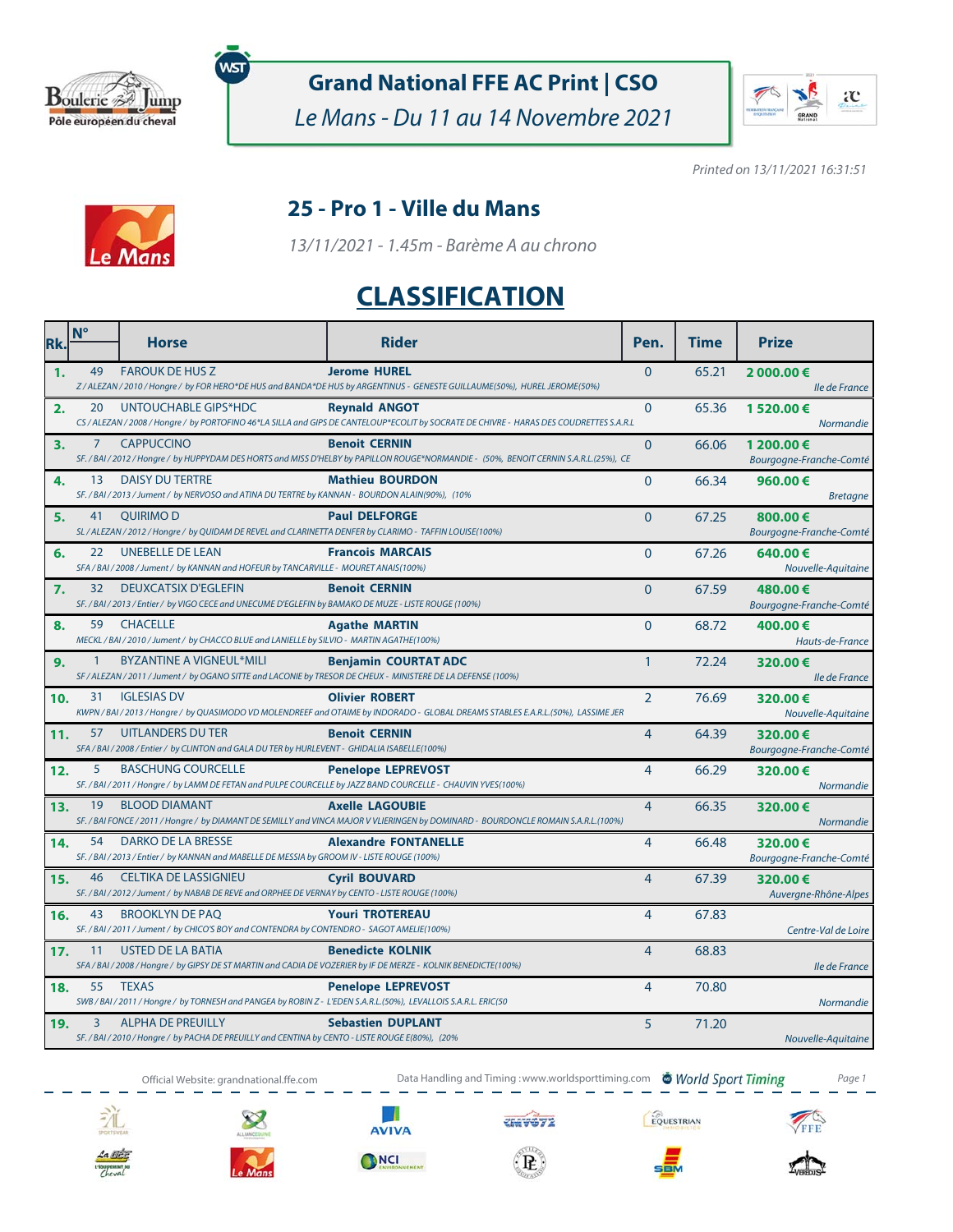# Grand National FFE AC Print | CSO

*Le Mans - Du 11 au 14 Novembre 2021*

*Printed on 13/11/2021 16:31:51*

## 25 - Pro 1 - Ville du Mans

*13/11/2021 - 1.45m - Barème A au chrono*

## CLASSIFICATION

| Rk. | N° | Horse | Rider | Pen. | Time | Prize |
|---|---|---|---|---|---|---|
| 1. | 49 | FAROUK DE HUS Z<br>*Z / ALEZAN / 2010 / Hongre / by FOR HERO*DE HUS and BANDA*DE HUS by ARGENTINUS - GENESTE GUILLAUME(50%), HUREL JEROME(50%)* | **Jerome HUREL** | 0 | 65.21 | **2 000.00 €**<br>*Ile de France* |
| 2. | 20 | UNTOUCHABLE GIPS*HDC<br>*CS / ALEZAN / 2008 / Hongre / by PORTOFINO 46*LA SILLA and GIPS DE CANTELOUP*ECOLIT by SOCRATE DE CHIVRE - HARAS DES COUDRETTES S.A.R.L* | **Reynald ANGOT** | 0 | 65.36 | **1 520.00 €**<br>*Normandie* |
| 3. | 7 | CAPPUCCINO<br>*SF. / BAI / 2012 / Hongre / by HUPPYDAM DES HORTS and MISS D'HELBY by PAPILLON ROUGE*NORMANDIE - (50%, BENOIT CERNIN S.A.R.L.(25%), CE* | **Benoit CERNIN** | 0 | 66.06 | **1 200.00 €**<br>*Bourgogne-Franche-Comté* |
| 4. | 13 | DAISY DU TERTRE<br>*SF. / BAI / 2013 / Jument / by NERVOSO and ATINA DU TERTRE by KANNAN - BOURDON ALAIN(90%), (10%* | **Mathieu BOURDON** | 0 | 66.34 | **960.00 €**<br>*Bretagne* |
| 5. | 41 | QUIRIMO D<br>*SL / ALEZAN / 2012 / Hongre / by QUIDAM DE REVEL and CLARINETTA DENFER by CLARIMO - TAFFIN LOUISE(100%)* | **Paul DELFORGE** | 0 | 67.25 | **800.00 €**<br>*Bourgogne-Franche-Comté* |
| 6. | 22 | UNEBELLE DE LEAN<br>*SFA / BAI / 2008 / Jument / by KANNAN and HOFEUR by TANCARVILLE - MOURET ANAIS(100%)* | **Francois MARCAIS** | 0 | 67.26 | **640.00 €**<br>*Nouvelle-Aquitaine* |
| 7. | 32 | DEUXCATSIX D'EGLEFIN<br>*SF. / BAI / 2013 / Entier / by VIGO CECE and UNECUME D'EGLEFIN by BAMAKO DE MUZE - LISTE ROUGE (100%)* | **Benoit CERNIN** | 0 | 67.59 | **480.00 €**<br>*Bourgogne-Franche-Comté* |
| 8. | 59 | CHACELLE<br>*MECKL / BAI / 2010 / Jument / by CHACCO BLUE and LANIELLE by SILVIO - MARTIN AGATHE(100%)* | **Agathe MARTIN** | 0 | 68.72 | **400.00 €**<br>*Hauts-de-France* |
| 9. | 1 | BYZANTINE A VIGNEUL*MILI<br>*SF / ALEZAN / 2011 / Jument / by OGANO SITTE and LACONIE by TRESOR DE CHEUX - MINISTERE DE LA DEFENSE (100%)* | **Benjamin COURTAT ADC** | 1 | 72.24 | **320.00 €**<br>*Ile de France* |
| 10. | 31 | IGLESIAS DV<br>*KWPN / BAI / 2013 / Hongre / by QUASIMODO VD MOLENDREEF and OTAIME by INDORADO - GLOBAL DREAMS STABLES E.A.R.L.(50%), LASSIME JER* | **Olivier ROBERT** | 2 | 76.69 | **320.00 €**<br>*Nouvelle-Aquitaine* |
| 11. | 57 | UITLANDERS DU TER<br>*SFA / BAI / 2008 / Entier / by CLINTON and GALA DU TER by HURLEVENT - GHIDALIA ISABELLE(100%)* | **Benoit CERNIN** | 4 | 64.39 | **320.00 €**<br>*Bourgogne-Franche-Comté* |
| 12. | 5 | BASCHUNG COURCELLE<br>*SF. / BAI / 2011 / Hongre / by LAMM DE FETAN and PULPE COURCELLE by JAZZ BAND COURCELLE - CHAUVIN YVES(100%)* | **Penelope LEPREVOST** | 4 | 66.29 | **320.00 €**<br>*Normandie* |
| 13. | 19 | BLOOD DIAMANT<br>*SF. / BAI FONCE / 2011 / Hongre / by DIAMANT DE SEMILLY and VINCA MAJOR V VLIERINGEN by DOMINARD - BOURDONCLE ROMAIN S.A.R.L.(100%)* | **Axelle LAGOUBIE** | 4 | 66.35 | **320.00 €**<br>*Normandie* |
| 14. | 54 | DARKO DE LA BRESSE<br>*SF. / BAI / 2013 / Entier / by KANNAN and MABELLE DE MESSIA by GROOM IV - LISTE ROUGE (100%)* | **Alexandre FONTANELLE** | 4 | 66.48 | **320.00 €**<br>*Bourgogne-Franche-Comté* |
| 15. | 46 | CELTIKA DE LASSIGNIEU<br>*SF. / BAI / 2012 / Jument / by NABAB DE REVE and ORPHEE DE VERNAY by CENTO - LISTE ROUGE (100%)* | **Cyril BOUVARD** | 4 | 67.39 | **320.00 €**<br>*Auvergne-Rhône-Alpes* |
| 16. | 43 | BROOKLYN DE PAQ<br>*SF. / BAI / 2011 / Jument / by CHICO'S BOY and CONTENDRA by CONTENDRO - SAGOT AMELIE(100%)* | **Youri TROTEREAU** | 4 | 67.83 | *Centre-Val de Loire* |
| 17. | 11 | USTED DE LA BATIA<br>*SFA / BAI / 2008 / Hongre / by GIPSY DE ST MARTIN and CADIA DE VOZERIER by IF DE MERZE - KOLNIK BENEDICTE(100%)* | **Benedicte KOLNIK** | 4 | 68.83 | *Ile de France* |
| 18. | 55 | TEXAS<br>*SWB / BAI / 2011 / Hongre / by TORNESH and PANGEA by ROBIN Z - L'EDEN S.A.R.L.(50%), LEVALLOIS S.A.R.L. ERIC(50* | **Penelope LEPREVOST** | 4 | 70.80 | *Normandie* |
| 19. | 3 | ALPHA DE PREUILLY<br>*SF. / BAI / 2010 / Hongre / by PACHA DE PREUILLY and CENTINA by CENTO - LISTE ROUGE E(80%), (20%* | **Sebastien DUPLANT** | 5 | 71.20 | *Nouvelle-Aquitaine* |

Official Website: grandnational.ffe.com — Data Handling and Timing : www.worldsporttiming.com — World Sport Timing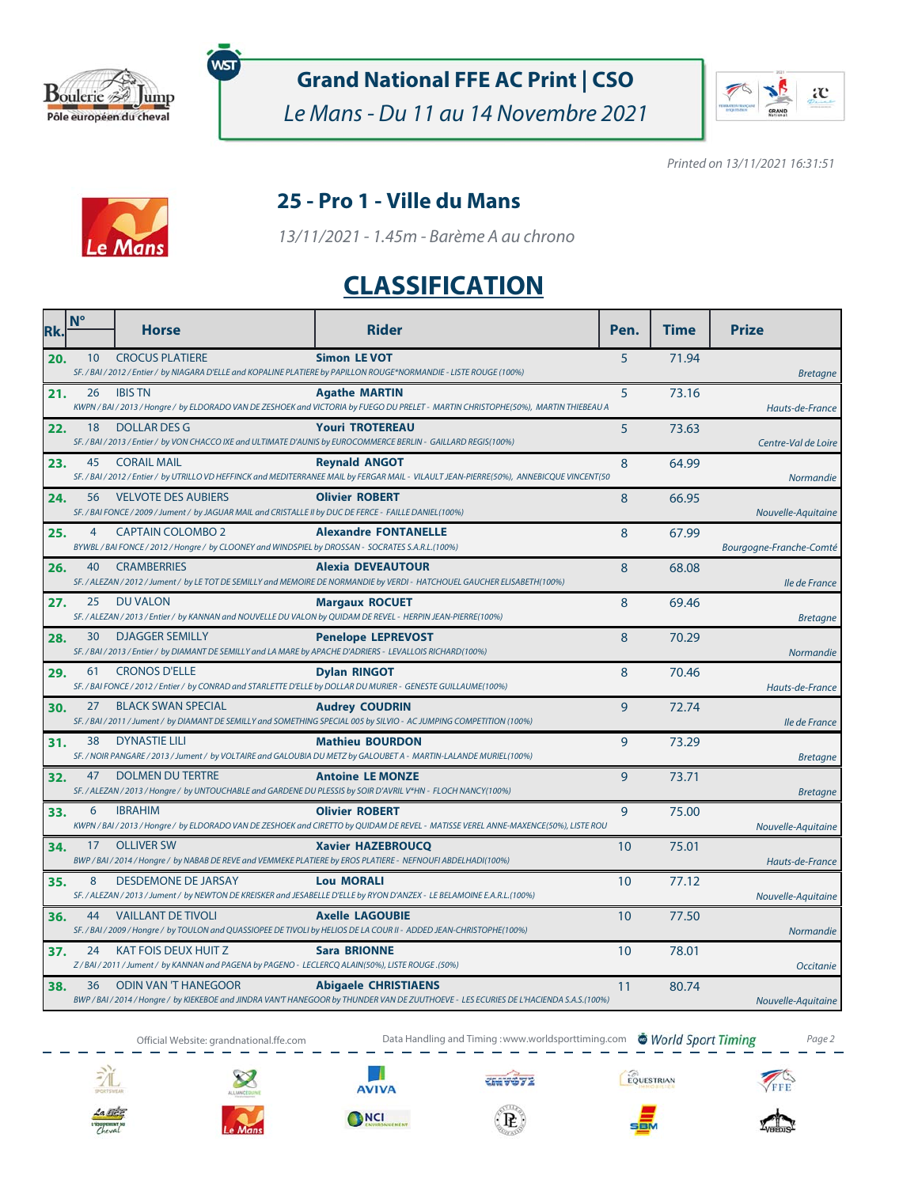# Grand National FFE AC Print | CSO

*Le Mans - Du 11 au 14 Novembre 2021*

*Printed on 13/11/2021 16:31:51*

## 25 - Pro 1 - Ville du Mans

*13/11/2021 - 1.45m - Barème A au chrono*

## CLASSIFICATION

| Rk. | N° | Horse | Rider | Pen. | Time | Prize |
|---|---|---|---|---|---|---|
| 20. | 10 | CROCUS PLATIERE | **Simon LE VOT** | 5 | 71.94 | Bretagne |
| | | SF. / BAI / 2012 / Entier / by NIAGARA D'ELLE and KOPALINE PLATIERE by PAPILLON ROUGE*NORMANDIE - LISTE ROUGE (100%) | | | | |
| 21. | 26 | IBIS TN | **Agathe MARTIN** | 5 | 73.16 | Hauts-de-France |
| | | KWPN / BAI / 2013 / Hongre / by ELDORADO VAN DE ZESHOEK and VICTORIA by FUEGO DU PRELET - MARTIN CHRISTOPHE(50%), MARTIN THIEBEAU A | | | | |
| 22. | 18 | DOLLAR DES G | **Youri TROTEREAU** | 5 | 73.63 | Centre-Val de Loire |
| | | SF. / BAI / 2013 / Entier / by VON CHACCO IXE and ULTIMATE D'AUNIS by EUROCOMMERCE BERLIN - GAILLARD REGIS(100%) | | | | |
| 23. | 45 | CORAIL MAIL | **Reynald ANGOT** | 8 | 64.99 | Normandie |
| | | SF. / BAI / 2012 / Entier / by UTRILLO VD HEFFINCK and MEDITERRANEE MAIL by FERGAR MAIL - VILAULT JEAN-PIERRE(50%), ANNEBICQUE VINCENT(50 | | | | |
| 24. | 56 | VELVOTE DES AUBIERS | **Olivier ROBERT** | 8 | 66.95 | Nouvelle-Aquitaine |
| | | SF. / BAI FONCE / 2009 / Jument / by JAGUAR MAIL and CRISTALLE II by DUC DE FERCE - FAILLE DANIEL(100%) | | | | |
| 25. | 4 | CAPTAIN COLOMBO 2 | **Alexandre FONTANELLE** | 8 | 67.99 | Bourgogne-Franche-Comté |
| | | BYWBL / BAI FONCE / 2012 / Hongre / by CLOONEY and WINDSPIEL by DROSSAN - SOCRATES S.A.R.L.(100%) | | | | |
| 26. | 40 | CRAMBERRIES | **Alexia DEVEAUTOUR** | 8 | 68.08 | Ile de France |
| | | SF. / ALEZAN / 2012 / Jument / by LE TOT DE SEMILLY and MEMOIRE DE NORMANDIE by VERDI - HATCHOUEL GAUCHER ELISABETH(100%) | | | | |
| 27. | 25 | DU VALON | **Margaux ROCUET** | 8 | 69.46 | Bretagne |
| | | SF. / ALEZAN / 2013 / Entier / by KANNAN and NOUVELLE DU VALON by QUIDAM DE REVEL - HERPIN JEAN-PIERRE(100%) | | | | |
| 28. | 30 | DJAGGER SEMILLY | **Penelope LEPREVOST** | 8 | 70.29 | Normandie |
| | | SF. / BAI / 2013 / Entier / by DIAMANT DE SEMILLY and LA MARE by APACHE D'ADRIERS - LEVALLOIS RICHARD(100%) | | | | |
| 29. | 61 | CRONOS D'ELLE | **Dylan RINGOT** | 8 | 70.46 | Hauts-de-France |
| | | SF. / BAI FONCE / 2012 / Entier / by CONRAD and STARLETTE D'ELLE by DOLLAR DU MURIER - GENESTE GUILLAUME(100%) | | | | |
| 30. | 27 | BLACK SWAN SPECIAL | **Audrey COUDRIN** | 9 | 72.74 | Ile de France |
| | | SF. / BAI / 2011 / Jument / by DIAMANT DE SEMILLY and SOMETHING SPECIAL 005 by SILVIO - AC JUMPING COMPETITION (100%) | | | | |
| 31. | 38 | DYNASTIE LILI | **Mathieu BOURDON** | 9 | 73.29 | Bretagne |
| | | SF. / NOIR PANGARE / 2013 / Jument / by VOLTAIRE and GALOUBIA DU METZ by GALOUBET A - MARTIN-LALANDE MURIEL(100%) | | | | |
| 32. | 47 | DOLMEN DU TERTRE | **Antoine LE MONZE** | 9 | 73.71 | Bretagne |
| | | SF. / ALEZAN / 2013 / Hongre / by UNTOUCHABLE and GARDENE DU PLESSIS by SOIR D'AVRIL V*HN - FLOCH NANCY(100%) | | | | |
| 33. | 6 | IBRAHIM | **Olivier ROBERT** | 9 | 75.00 | Nouvelle-Aquitaine |
| | | KWPN / BAI / 2013 / Hongre / by ELDORADO VAN DE ZESHOEK and CIRETTO by QUIDAM DE REVEL - MATISSE VEREL ANNE-MAXENCE(50%), LISTE ROU | | | | |
| 34. | 17 | OLLIVER SW | **Xavier HAZEBROUCQ** | 10 | 75.01 | Hauts-de-France |
| | | BWP / BAI / 2014 / Hongre / by NABAB DE REVE and VEMMEKE PLATIERE by EROS PLATIERE - NEFNOUFI ABDELHADI(100%) | | | | |
| 35. | 8 | DESDEMONE DE JARSAY | **Lou MORALI** | 10 | 77.12 | Nouvelle-Aquitaine |
| | | SF. / ALEZAN / 2013 / Jument / by NEWTON DE KREISKER and JESABELLE D'ELLE by RYON D'ANZEX - LE BELAMOINE E.A.R.L.(100%) | | | | |
| 36. | 44 | VAILLANT DE TIVOLI | **Axelle LAGOUBIE** | 10 | 77.50 | Normandie |
| | | SF. / BAI / 2009 / Hongre / by TOULON and QUASSIOPEE DE TIVOLI by HELIOS DE LA COUR II - ADDED JEAN-CHRISTOPHE(100%) | | | | |
| 37. | 24 | KAT FOIS DEUX HUIT Z | **Sara BRIONNE** | 10 | 78.01 | Occitanie |
| | | Z / BAI / 2011 / Jument / by KANNAN and PAGENA by PAGENO - LECLERCQ ALAIN(50%), LISTE ROUGE .(50%) | | | | |
| 38. | 36 | ODIN VAN 'T HANEGOOR | **Abigaele CHRISTIAENS** | 11 | 80.74 | Nouvelle-Aquitaine |
| | | BWP / BAI / 2014 / Hongre / by KIEKEBOE and JINDRA VAN'T HANEGOOR by THUNDER VAN DE ZUUTHOEVE - LES ECURIES DE L'HACIENDA S.A.S.(100%) | | | | |

Official Website: grandnational.ffe.com — Data Handling and Timing : www.worldsporttiming.com — World Sport Timing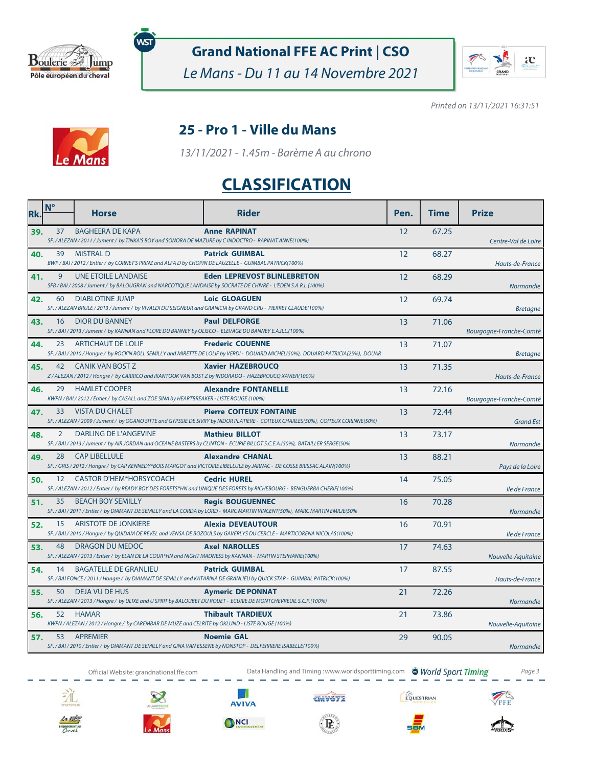# Grand National FFE AC Print | CSO

*Le Mans - Du 11 au 14 Novembre 2021*

*Printed on 13/11/2021 16:31:51*

## 25 - Pro 1 - Ville du Mans

*13/11/2021 - 1.45m - Barème A au chrono*

## CLASSIFICATION

| Rk. | N° | Horse | Rider | Pen. | Time | Prize |
|---|---|---|---|---|---|---|
| 39. | 37 | BAGHEERA DE KAPA<br>SF. / ALEZAN / 2011 / Jument / by TINKA'S BOY and SONORA DE MAZURE by C INDOCTRO - RAPINAT ANNE(100%) | **Anne RAPINAT** | 12 | 67.25 | Centre-Val de Loire |
| 40. | 39 | MISTRAL D<br>BWP / BAI / 2012 / Entier / by CORNET'S PRINZ and ALFA D by CHOPIN DE LAUZELLE - GUIMBAL PATRICK(100%) | **Patrick GUIMBAL** | 12 | 68.27 | Hauts-de-France |
| 41. | 9 | UNE ETOILE LANDAISE<br>SFB / BAI / 2008 / Jument / by BALOUGRAN and NARCOTIQUE LANDAISE by SOCRATE DE CHIVRE - L'EDEN S.A.R.L.(100%) | **Eden LEPREVOST BLINLEBRETON** | 12 | 68.29 | Normandie |
| 42. | 60 | DIABLOTINE JUMP<br>SF. / ALEZAN BRULE / 2013 / Jument / by VIVALDI DU SEIGNEUR and GRANICIA by GRAND CRU - PIERRET CLAUDE(100%) | **Loic GLOAGUEN** | 12 | 69.74 | Bretagne |
| 43. | 16 | DIOR DU BANNEY<br>SF. / BAI / 2013 / Jument / by KANNAN and FLORE DU BANNEY by OLISCO - ELEVAGE DU BANNEY E.A.R.L.(100%) | **Paul DELFORGE** | 13 | 71.06 | Bourgogne-Franche-Comté |
| 44. | 23 | ARTICHAUT DE LOLIF<br>SF. / BAI / 2010 / Hongre / by ROCK'N ROLL SEMILLY and MIRETTE DE LOLIF by VERDI - DOUARD MICHEL(50%), DOUARD PATRICIA(25%), DOUAR | **Frederic COUENNE** | 13 | 71.07 | Bretagne |
| 45. | 42 | CANIK VAN BOST Z<br>Z / ALEZAN / 2012 / Hongre / by CARRICO and IKANTOOK VAN BOST Z by INDORADO - HAZEBROUCQ XAVIER(100%) | **Xavier HAZEBROUCQ** | 13 | 71.35 | Hauts-de-France |
| 46. | 29 | HAMLET COOPER<br>KWPN / BAI / 2012 / Entier / by CASALL and ZOE SINA by HEARTBREAKER - LISTE ROUGE (100%) | **Alexandre FONTANELLE** | 13 | 72.16 | Bourgogne-Franche-Comté |
| 47. | 33 | VISTA DU CHALET<br>SF. / ALEZAN / 2009 / Jument / by OGANO SITTE and GYPSSIE DE SIVRY by NIDOR PLATIERE - COITEUX CHARLES(50%), COITEUX CORINNE(50%) | **Pierre COITEUX FONTAINE** | 13 | 72.44 | Grand Est |
| 48. | 2 | DARLING DE L'ANGEVINE<br>SF. / BAI / 2013 / Jument / by AIR JORDAN and OCEANE BASTERS by CLINTON - ECURIE BILLOT S.C.E.A.(50%), BATAILLER SERGE(50% | **Mathieu BILLOT** | 13 | 73.17 | Normandie |
| 49. | 28 | CAP LIBELLULE<br>SF. / GRIS / 2012 / Hongre / by CAP KENNEDY*BOIS MARGOT and VICTOIRE LIBELLULE by JARNAC - DE COSSE BRISSAC ALAIN(100%) | **Alexandre CHANAL** | 13 | 88.21 | Pays de la Loire |
| 50. | 12 | CASTOR D'HEM*HORSYCOACH<br>SF. / ALEZAN / 2012 / Entier / by READY BOY DES FORETS*HN and UNIQUE DES FORETS by RICHEBOURG - BENGUERBA CHERIF(100%) | **Cedric HUREL** | 14 | 75.05 | Ile de France |
| 51. | 35 | BEACH BOY SEMILLY<br>SF. / BAI / 2011 / Entier / by DIAMANT DE SEMILLY and LA CORDA by LORD - MARC MARTIN VINCENT(50%), MARC MARTIN EMILIE(50% | **Regis BOUGUENNEC** | 16 | 70.28 | Normandie |
| 52. | 15 | ARISTOTE DE JONKIERE<br>SF. / BAI / 2010 / Hongre / by QUIDAM DE REVEL and VENSA DE BOZOULS by GAVERLYS DU CERCLE - MARTICORENA NICOLAS(100%) | **Alexia DEVEAUTOUR** | 16 | 70.91 | Ile de France |
| 53. | 48 | DRAGON DU MEDOC<br>SF. / ALEZAN / 2013 / Entier / by ELAN DE LA COUR*HN and NIGHT MADNESS by KANNAN - MARTIN STEPHANIE(100%) | **Axel NAROLLES** | 17 | 74.63 | Nouvelle-Aquitaine |
| 54. | 14 | BAGATELLE DE GRANLIEU<br>SF. / BAI FONCE / 2011 / Hongre / by DIAMANT DE SEMILLY and KATARINA DE GRANLIEU by QUICK STAR - GUIMBAL PATRICK(100%) | **Patrick GUIMBAL** | 17 | 87.55 | Hauts-de-France |
| 55. | 50 | DEJA VU DE HUS<br>SF. / ALEZAN / 2013 / Hongre / by ULIXE and U SPRIT by BALOUBET DU ROUET - ECURIE DE MONTCHEVREUIL S.C.P.(100%) | **Aymeric DE PONNAT** | 21 | 72.26 | Normandie |
| 56. | 52 | HAMAR<br>KWPN / ALEZAN / 2012 / Hongre / by CAREMBAR DE MUZE and CELRITE by OKLUND - LISTE ROUGE (100%) | **Thibault TARDIEUX** | 21 | 73.86 | Nouvelle-Aquitaine |
| 57. | 53 | APREMIER<br>SF. / BAI / 2010 / Entier / by DIAMANT DE SEMILLY and GINA VAN ESSENE by NONSTOP - DELFERRIERE ISABELLE(100%) | **Noemie GAL** | 29 | 90.05 | Normandie |

Official Website: grandnational.ffe.com — Data Handling and Timing : www.worldsporttiming.com — World Sport Timing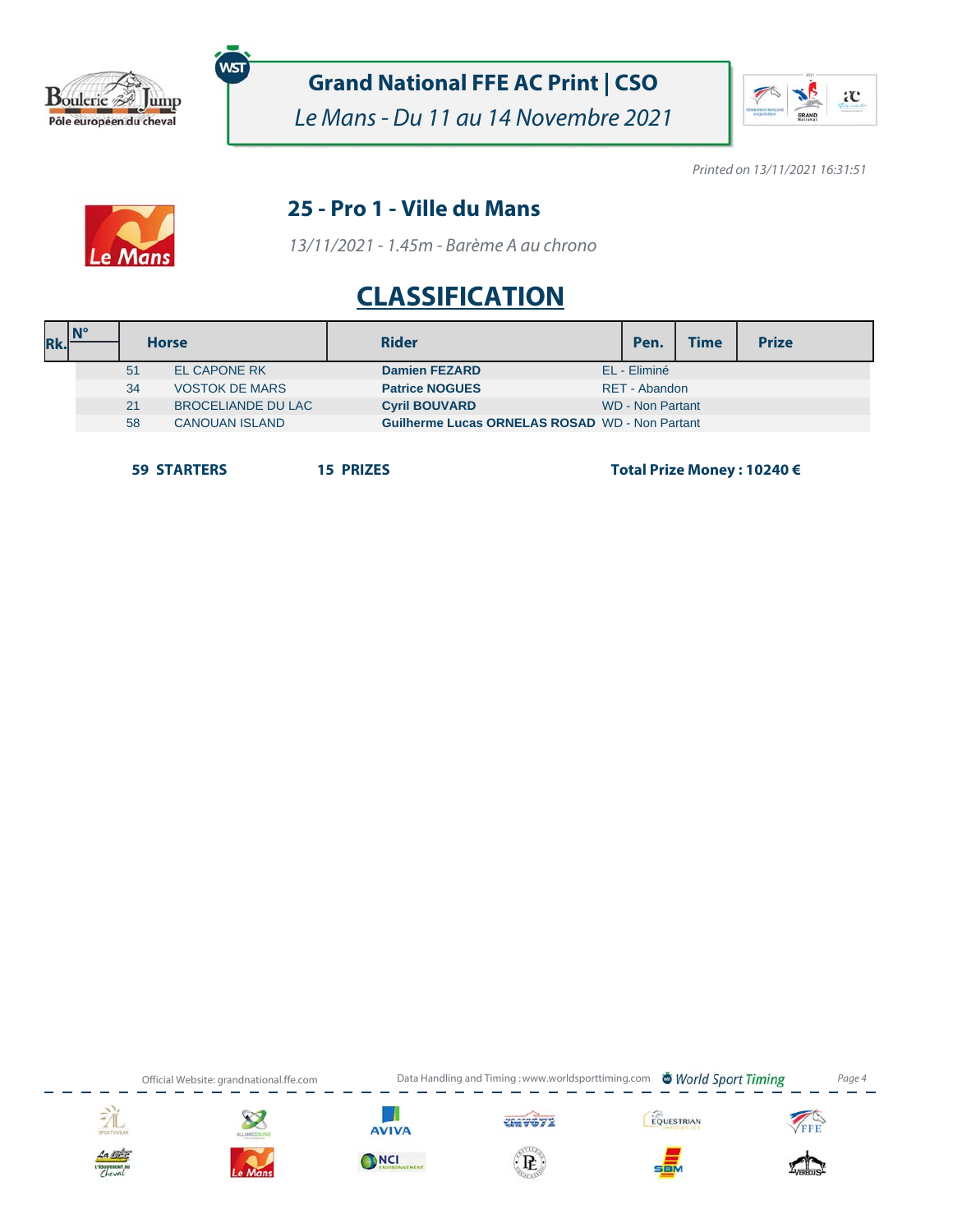# Grand National FFE AC Print | CSO

*Le Mans - Du 11 au 14 Novembre 2021*

*Printed on 13/11/2021 16:31:51*

## 25 - Pro 1 - Ville du Mans

*13/11/2021 - 1.45m - Barème A au chrono*

## CLASSIFICATION

| Rk. | N° | Horse | Rider | Pen. | Time | Prize |
|---|---|---|---|---|---|---|
| | 51 | EL CAPONE RK | **Damien FEZARD** | EL - Eliminé | | |
| | 34 | VOSTOK DE MARS | **Patrice NOGUES** | RET - Abandon | | |
| | 21 | BROCELIANDE DU LAC | **Cyril BOUVARD** | WD - Non Partant | | |
| | 58 | CANOUAN ISLAND | **Guilherme Lucas ORNELAS ROSAD** | WD - Non Partant | | |

**59 STARTERS** **15 PRIZES** **Total Prize Money : 10240 €**

Official Website: grandnational.ffe.com Data Handling and Timing : www.worldsporttiming.com World Sport Timing